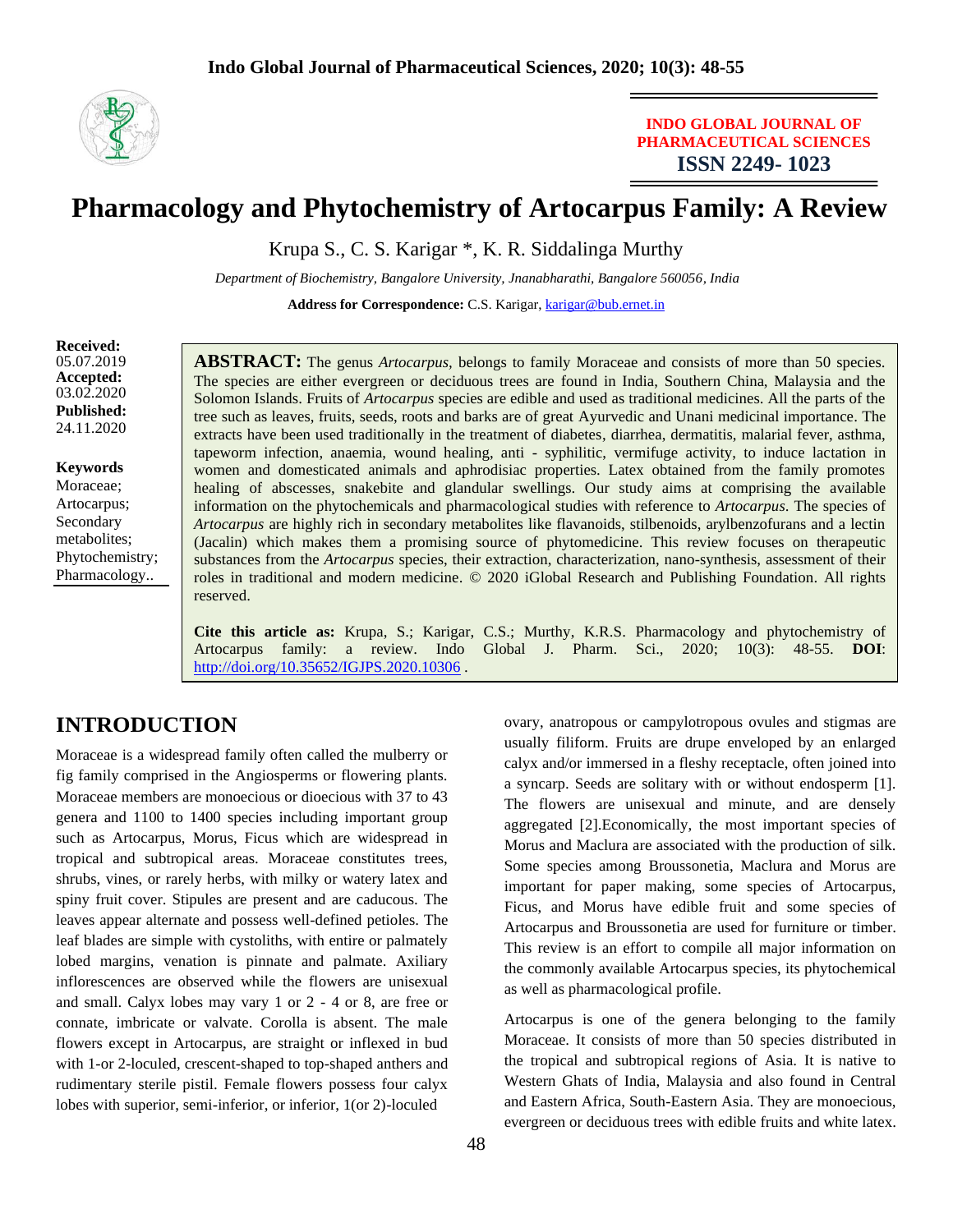# Pharmacology and Phytochemistry of Artocarpus Family: A Review

Krupa S., C. S. Karigar *, K. R. Siddalinga Murthy

*Department of Biochemistry, Bangalore University, Jnanabharathi, Bangalore 560056, India*

**Address for Correspondence:** C.S. Karigar, karigar@bub.ernet.in

**Received:** 05.07.2019
**Accepted:** 03.02.2020
**Published:** 24.11.2020

**Keywords**
Moraceae; Artocarpus; Secondary metabolites; Phytochemistry; Pharmacology..

**ABSTRACT:** The genus *Artocarpus*, belongs to family Moraceae and consists of more than 50 species. The species are either evergreen or deciduous trees are found in India, Southern China, Malaysia and the Solomon Islands. Fruits of *Artocarpus* species are edible and used as traditional medicines. All the parts of the tree such as leaves, fruits, seeds, roots and barks are of great Ayurvedic and Unani medicinal importance. The extracts have been used traditionally in the treatment of diabetes, diarrhea, dermatitis, malarial fever, asthma, tapeworm infection, anaemia, wound healing, anti - syphilitic, vermifuge activity, to induce lactation in women and domesticated animals and aphrodisiac properties. Latex obtained from the family promotes healing of abscesses, snakebite and glandular swellings. Our study aims at comprising the available information on the phytochemicals and pharmacological studies with reference to *Artocarpus*. The species of *Artocarpus* are highly rich in secondary metabolites like flavanoids, stilbenoids, arylbenzofurans and a lectin (Jacalin) which makes them a promising source of phytomedicine. This review focuses on therapeutic substances from the *Artocarpus* species, their extraction, characterization, nano-synthesis, assessment of their roles in traditional and modern medicine. © 2020 iGlobal Research and Publishing Foundation. All rights reserved.

**Cite this article as:** Krupa, S.; Karigar, C.S.; Murthy, K.R.S. Pharmacology and phytochemistry of Artocarpus family: a review. Indo Global J. Pharm. Sci., 2020; 10(3): 48-55. **DOI**: http://doi.org/10.35652/IGJPS.2020.10306 .

## INTRODUCTION

Moraceae is a widespread family often called the mulberry or fig family comprised in the Angiosperms or flowering plants. Moraceae members are monoecious or dioecious with 37 to 43 genera and 1100 to 1400 species including important group such as Artocarpus, Morus, Ficus which are widespread in tropical and subtropical areas. Moraceae constitutes trees, shrubs, vines, or rarely herbs, with milky or watery latex and spiny fruit cover. Stipules are present and are caducous. The leaves appear alternate and possess well-defined petioles. The leaf blades are simple with cystoliths, with entire or palmately lobed margins, venation is pinnate and palmate. Axiliary inflorescences are observed while the flowers are unisexual and small. Calyx lobes may vary 1 or 2 - 4 or 8, are free or connate, imbricate or valvate. Corolla is absent. The male flowers except in Artocarpus, are straight or inflexed in bud with 1-or 2-loculed, crescent-shaped to top-shaped anthers and rudimentary sterile pistil. Female flowers possess four calyx lobes with superior, semi-inferior, or inferior, 1(or 2)-loculed ovary, anatropous or campylotropous ovules and stigmas are usually filiform. Fruits are drupe enveloped by an enlarged calyx and/or immersed in a fleshy receptacle, often joined into a syncarp. Seeds are solitary with or without endosperm [1]. The flowers are unisexual and minute, and are densely aggregated [2].Economically, the most important species of Morus and Maclura are associated with the production of silk. Some species among Broussonetia, Maclura and Morus are important for paper making, some species of Artocarpus, Ficus, and Morus have edible fruit and some species of Artocarpus and Broussonetia are used for furniture or timber. This review is an effort to compile all major information on the commonly available Artocarpus species, its phytochemical as well as pharmacological profile.

Artocarpus is one of the genera belonging to the family Moraceae. It consists of more than 50 species distributed in the tropical and subtropical regions of Asia. It is native to Western Ghats of India, Malaysia and also found in Central and Eastern Africa, South-Eastern Asia. They are monoecious, evergreen or deciduous trees with edible fruits and white latex.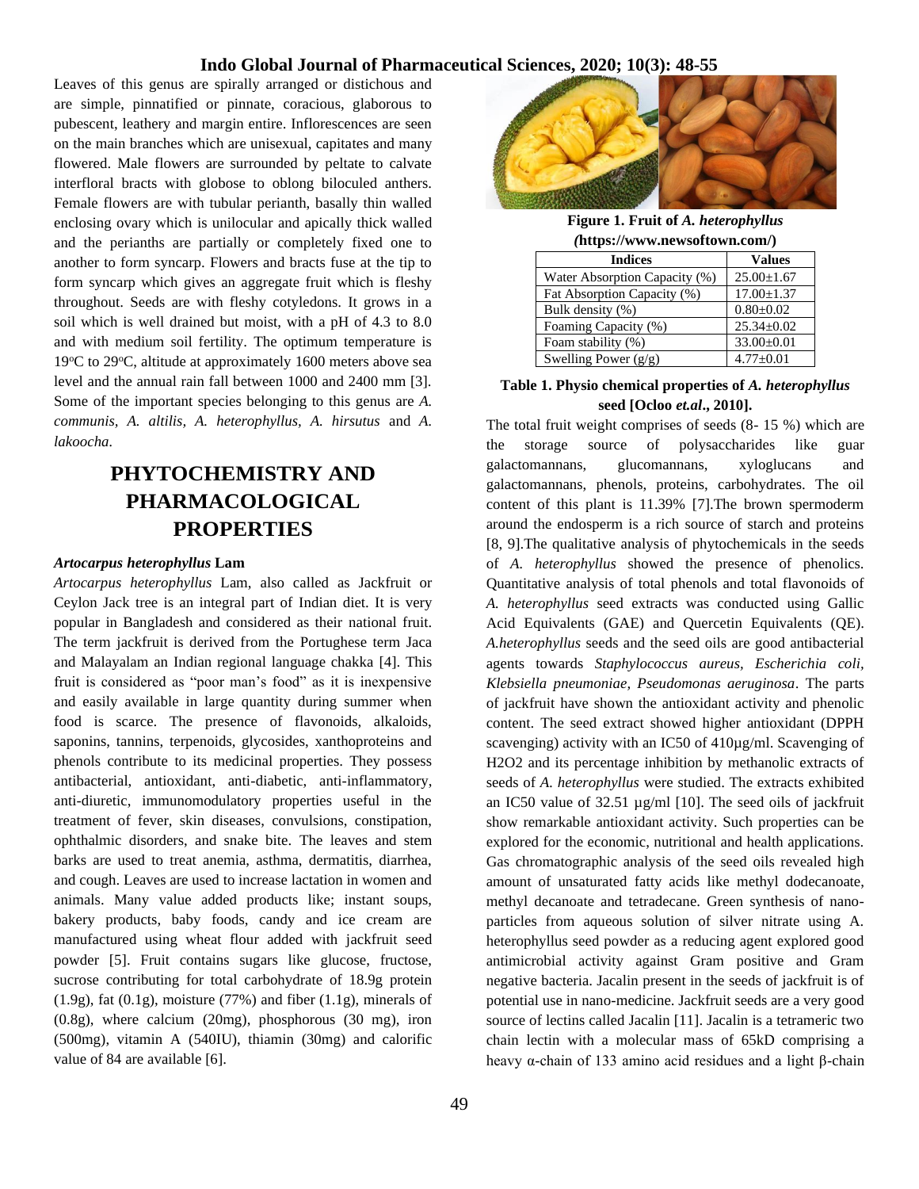Leaves of this genus are spirally arranged or distichous and are simple, pinnatified or pinnate, coracious, glaborous to pubescent, leathery and margin entire. Inflorescences are seen on the main branches which are unisexual, capitates and many flowered. Male flowers are surrounded by peltate to calvate interfloral bracts with globose to oblong biloculed anthers. Female flowers are with tubular perianth, basally thin walled enclosing ovary which is unilocular and apically thick walled and the perianths are partially or completely fixed one to another to form syncarp. Flowers and bracts fuse at the tip to form syncarp which gives an aggregate fruit which is fleshy throughout. Seeds are with fleshy cotyledons. It grows in a soil which is well drained but moist, with a pH of 4.3 to 8.0 and with medium soil fertility. The optimum temperature is 19°C to 29°C, altitude at approximately 1600 meters above sea level and the annual rain fall between 1000 and 2400 mm [3]. Some of the important species belonging to this genus are *A. communis, A. altilis, A. heterophyllus, A. hirsutus* and *A. lakoocha.*

## PHYTOCHEMISTRY AND PHARMACOLOGICAL PROPERTIES

### *Artocarpus heterophyllus* Lam

*Artocarpus heterophyllus* Lam, also called as Jackfruit or Ceylon Jack tree is an integral part of Indian diet. It is very popular in Bangladesh and considered as their national fruit. The term jackfruit is derived from the Portughese term Jaca and Malayalam an Indian regional language chakka [4]. This fruit is considered as "poor man's food" as it is inexpensive and easily available in large quantity during summer when food is scarce. The presence of flavonoids, alkaloids, saponins, tannins, terpenoids, glycosides, xanthoproteins and phenols contribute to its medicinal properties. They possess antibacterial, antioxidant, anti-diabetic, anti-inflammatory, anti-diuretic, immunomodulatory properties useful in the treatment of fever, skin diseases, convulsions, constipation, ophthalmic disorders, and snake bite. The leaves and stem barks are used to treat anemia, asthma, dermatitis, diarrhea, and cough. Leaves are used to increase lactation in women and animals. Many value added products like; instant soups, bakery products, baby foods, candy and ice cream are manufactured using wheat flour added with jackfruit seed powder [5]. Fruit contains sugars like glucose, fructose, sucrose contributing for total carbohydrate of 18.9g protein (1.9g), fat (0.1g), moisture (77%) and fiber (1.1g), minerals of (0.8g), where calcium (20mg), phosphorous (30 mg), iron (500mg), vitamin A (540IU), thiamin (30mg) and calorific value of 84 are available [6].

**Figure 1. Fruit of *A. heterophyllus* (https://www.newsoftown.com/)**

| Indices | Values |
|---|---|
| Water Absorption Capacity (%) | 25.00±1.67 |
| Fat Absorption Capacity (%) | 17.00±1.37 |
| Bulk density (%) | 0.80±0.02 |
| Foaming Capacity (%) | 25.34±0.02 |
| Foam stability (%) | 33.00±0.01 |
| Swelling Power (g/g) | 4.77±0.01 |

**Table 1. Physio chemical properties of *A. heterophyllus* seed [Ocloo *et.al*., 2010].**

The total fruit weight comprises of seeds (8- 15 %) which are the storage source of polysaccharides like guar galactomannans, glucomannans, xyloglucans and galactomannans, phenols, proteins, carbohydrates. The oil content of this plant is 11.39% [7].The brown spermoderm around the endosperm is a rich source of starch and proteins [8, 9].The qualitative analysis of phytochemicals in the seeds of *A. heterophyllus* showed the presence of phenolics. Quantitative analysis of total phenols and total flavonoids of *A. heterophyllus* seed extracts was conducted using Gallic Acid Equivalents (GAE) and Quercetin Equivalents (QE). *A.heterophyllus* seeds and the seed oils are good antibacterial agents towards *Staphylococcus aureus, Escherichia coli, Klebsiella pneumoniae, Pseudomonas aeruginosa*. The parts of jackfruit have shown the antioxidant activity and phenolic content. The seed extract showed higher antioxidant (DPPH scavenging) activity with an IC50 of 410µg/ml. Scavenging of $H_2O_2$ and its percentage inhibition by methanolic extracts of seeds of *A. heterophyllus* were studied. The extracts exhibited an IC50 value of 32.51 µg/ml [10]. The seed oils of jackfruit show remarkable antioxidant activity. Such properties can be explored for the economic, nutritional and health applications. Gas chromatographic analysis of the seed oils revealed high amount of unsaturated fatty acids like methyl dodecanoate, methyl decanoate and tetradecane. Green synthesis of nano-particles from aqueous solution of silver nitrate using A. heterophyllus seed powder as a reducing agent explored good antimicrobial activity against Gram positive and Gram negative bacteria. Jacalin present in the seeds of jackfruit is of potential use in nano-medicine. Jackfruit seeds are a very good source of lectins called Jacalin [11]. Jacalin is a tetrameric two chain lectin with a molecular mass of 65kD comprising a heavy α-chain of 133 amino acid residues and a light β-chain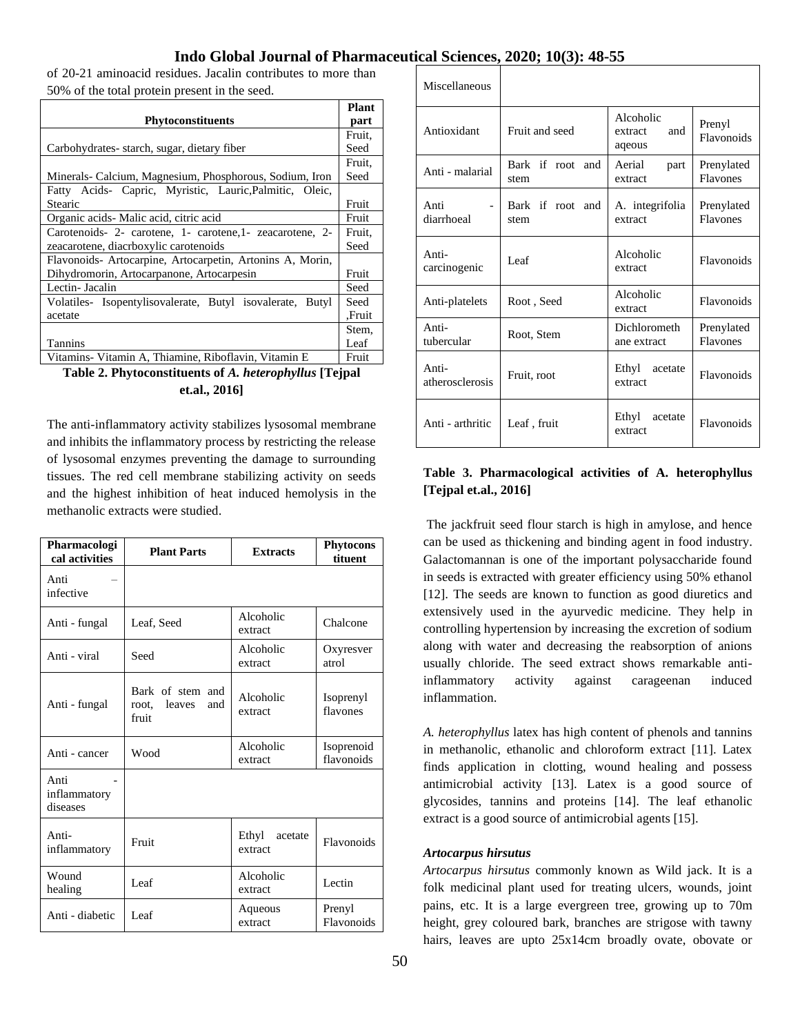of 20-21 aminoacid residues. Jacalin contributes to more than 50% of the total protein present in the seed.

| Phytoconstituents | Plant part |
|---|---|
| Carbohydrates- starch, sugar, dietary fiber | Fruit, Seed |
| Minerals- Calcium, Magnesium, Phosphorous, Sodium, Iron | Fruit, Seed |
| Fatty Acids- Capric, Myristic, Lauric,Palmitic, Oleic, Stearic | Fruit |
| Organic acids- Malic acid, citric acid | Fruit |
| Carotenoids- 2- carotene, 1- carotene,1- zeacarotene, 2- zeacarotene, diacrboxylic carotenoids | Fruit, Seed |
| Flavonoids- Artocarpine, Artocarpetin, Artonins A, Morin, Dihydromorin, Artocarpanone, Artocarpesin | Fruit |
| Lectin- Jacalin | Seed |
| Volatiles- Isopentylisovalerate, Butyl isovalerate, Butyl acetate | Seed ,Fruit |
| Tannins | Stem, Leaf |
| Vitamins- Vitamin A, Thiamine, Riboflavin, Vitamin E | Fruit |

**Table 2. Phytoconstituents of *A. heterophyllus* [Tejpal et.al., 2016]**

The anti-inflammatory activity stabilizes lysosomal membrane and inhibits the inflammatory process by restricting the release of lysosomal enzymes preventing the damage to surrounding tissues. The red cell membrane stabilizing activity on seeds and the highest inhibition of heat induced hemolysis in the methanolic extracts were studied.

| Pharmacological activities | Plant Parts | Extracts | Phytoconstituent |
|---|---|---|---|
| Anti – infective | | | |
| Anti - fungal | Leaf, Seed | Alcoholic extract | Chalcone |
| Anti - viral | Seed | Alcoholic extract | Oxyresveratrol |
| Anti - fungal | Bark of stem and root, leaves and fruit | Alcoholic extract | Isoprenyl flavones |
| Anti - cancer | Wood | Alcoholic extract | Isoprenoid flavonoids |
| Anti - inflammatory diseases | | | |
| Anti-inflammatory | Fruit | Ethyl acetate extract | Flavonoids |
| Wound healing | Leaf | Alcoholic extract | Lectin |
| Anti - diabetic | Leaf | Aqueous extract | Prenyl Flavonoids |
| Miscellaneous | | | |
| Antioxidant | Fruit and seed | Alcoholic extract and aqeous | Prenyl Flavonoids |
| Anti - malarial | Bark if root and stem | Aerial part extract | Prenylated Flavones |
| Anti - diarrhoeal | Bark if root and stem | A. integrifolia extract | Prenylated Flavones |
| Anti-carcinogenic | Leaf | Alcoholic extract | Flavonoids |
| Anti-platelets | Root , Seed | Alcoholic extract | Flavonoids |
| Anti-tubercular | Root, Stem | Dichloromethane extract | Prenylated Flavones |
| Anti-atherosclerosis | Fruit, root | Ethyl acetate extract | Flavonoids |
| Anti - arthritic | Leaf , fruit | Ethyl acetate extract | Flavonoids |

**Table 3. Pharmacological activities of A. heterophyllus [Tejpal et.al., 2016]**

The jackfruit seed flour starch is high in amylose, and hence can be used as thickening and binding agent in food industry. Galactomannan is one of the important polysaccharide found in seeds is extracted with greater efficiency using 50% ethanol [12]. The seeds are known to function as good diuretics and extensively used in the ayurvedic medicine. They help in controlling hypertension by increasing the excretion of sodium along with water and decreasing the reabsorption of anions usually chloride. The seed extract shows remarkable anti-inflammatory activity against carageenan induced inflammation.

*A. heterophyllus* latex has high content of phenols and tannins in methanolic, ethanolic and chloroform extract [11]. Latex finds application in clotting, wound healing and possess antimicrobial activity [13]. Latex is a good source of glycosides, tannins and proteins [14]. The leaf ethanolic extract is a good source of antimicrobial agents [15].

***Artocarpus hirsutus***

*Artocarpus hirsutus* commonly known as Wild jack. It is a folk medicinal plant used for treating ulcers, wounds, joint pains, etc. It is a large evergreen tree, growing up to 70m height, grey coloured bark, branches are strigose with tawny hairs, leaves are upto 25x14cm broadly ovate, obovate or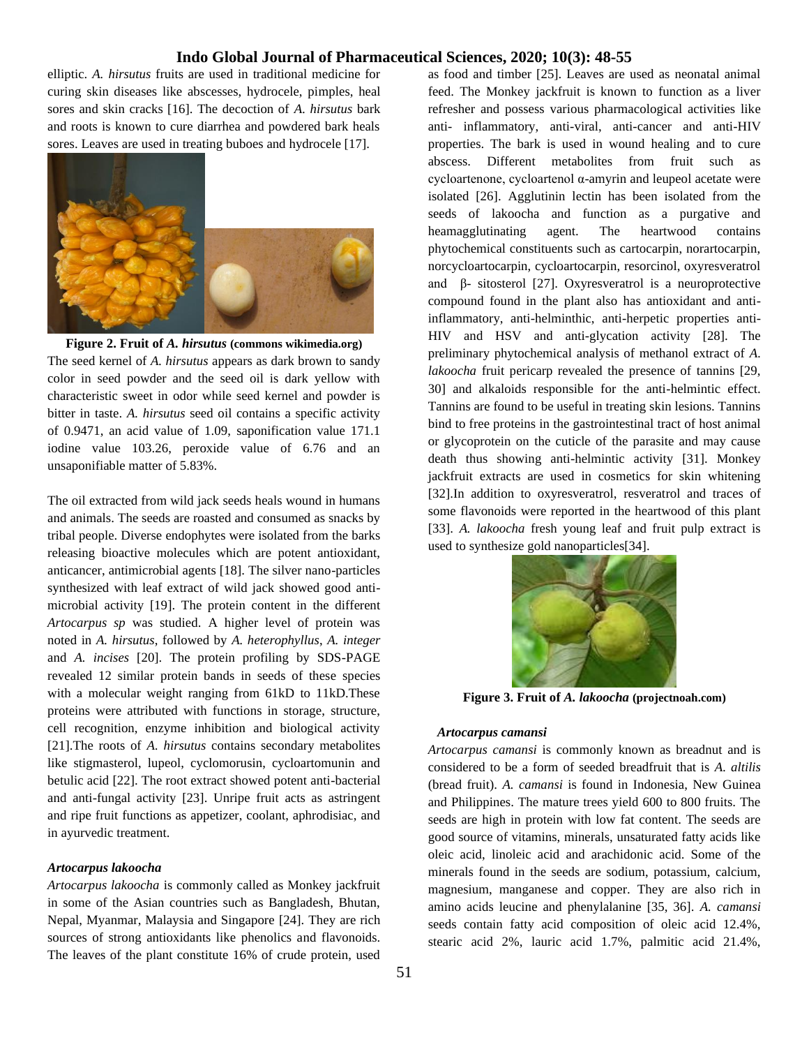elliptic. *A. hirsutus* fruits are used in traditional medicine for curing skin diseases like abscesses, hydrocele, pimples, heal sores and skin cracks [16]. The decoction of *A. hirsutus* bark and roots is known to cure diarrhea and powdered bark heals sores. Leaves are used in treating buboes and hydrocele [17].

**Figure 2. Fruit of *A. hirsutus* (commons wikimedia.org)**

The seed kernel of *A. hirsutus* appears as dark brown to sandy color in seed powder and the seed oil is dark yellow with characteristic sweet in odor while seed kernel and powder is bitter in taste. *A. hirsutus* seed oil contains a specific activity of 0.9471, an acid value of 1.09, saponification value 171.1 iodine value 103.26, peroxide value of 6.76 and an unsaponifiable matter of 5.83%.

The oil extracted from wild jack seeds heals wound in humans and animals. The seeds are roasted and consumed as snacks by tribal people. Diverse endophytes were isolated from the barks releasing bioactive molecules which are potent antioxidant, anticancer, antimicrobial agents [18]. The silver nano-particles synthesized with leaf extract of wild jack showed good anti-microbial activity [19]. The protein content in the different *Artocarpus sp* was studied. A higher level of protein was noted in *A. hirsutus*, followed by *A. heterophyllus*, *A. integer* and *A. incises* [20]. The protein profiling by SDS-PAGE revealed 12 similar protein bands in seeds of these species with a molecular weight ranging from 61kD to 11kD.These proteins were attributed with functions in storage, structure, cell recognition, enzyme inhibition and biological activity [21].The roots of *A. hirsutus* contains secondary metabolites like stigmasterol, lupeol, cyclomorusin, cycloartomunin and betulic acid [22]. The root extract showed potent anti-bacterial and anti-fungal activity [23]. Unripe fruit acts as astringent and ripe fruit functions as appetizer, coolant, aphrodisiac, and in ayurvedic treatment.

### *Artocarpus lakoocha*

*Artocarpus lakoocha* is commonly called as Monkey jackfruit in some of the Asian countries such as Bangladesh, Bhutan, Nepal, Myanmar, Malaysia and Singapore [24]. They are rich sources of strong antioxidants like phenolics and flavonoids. The leaves of the plant constitute 16% of crude protein, used as food and timber [25]. Leaves are used as neonatal animal feed. The Monkey jackfruit is known to function as a liver refresher and possess various pharmacological activities like anti- inflammatory, anti-viral, anti-cancer and anti-HIV properties. The bark is used in wound healing and to cure abscess. Different metabolites from fruit such as cycloartenone, cycloartenol α-amyrin and leupeol acetate were isolated [26]. Agglutinin lectin has been isolated from the seeds of lakoocha and function as a purgative and heamagglutinating agent. The heartwood contains phytochemical constituents such as cartocarpin, norartocarpin, norcycloartocarpin, cycloartocarpin, resorcinol, oxyresveratrol and β- sitosterol [27]. Oxyresveratrol is a neuroprotective compound found in the plant also has antioxidant and anti-inflammatory, anti-helminthic, anti-herpetic properties anti-HIV and HSV and anti-glycation activity [28]. The preliminary phytochemical analysis of methanol extract of *A. lakoocha* fruit pericarp revealed the presence of tannins [29, 30] and alkaloids responsible for the anti-helmintic effect. Tannins are found to be useful in treating skin lesions. Tannins bind to free proteins in the gastrointestinal tract of host animal or glycoprotein on the cuticle of the parasite and may cause death thus showing anti-helmintic activity [31]. Monkey jackfruit extracts are used in cosmetics for skin whitening [32].In addition to oxyresveratrol, resveratrol and traces of some flavonoids were reported in the heartwood of this plant [33]. *A. lakoocha* fresh young leaf and fruit pulp extract is used to synthesize gold nanoparticles[34].

**Figure 3. Fruit of *A. lakoocha* (projectnoah.com)**

### *Artocarpus camansi*

*Artocarpus camansi* is commonly known as breadnut and is considered to be a form of seeded breadfruit that is *A. altilis* (bread fruit). *A. camansi* is found in Indonesia, New Guinea and Philippines. The mature trees yield 600 to 800 fruits. The seeds are high in protein with low fat content. The seeds are good source of vitamins, minerals, unsaturated fatty acids like oleic acid, linoleic acid and arachidonic acid. Some of the minerals found in the seeds are sodium, potassium, calcium, magnesium, manganese and copper. They are also rich in amino acids leucine and phenylalanine [35, 36]. *A. camansi* seeds contain fatty acid composition of oleic acid 12.4%, stearic acid 2%, lauric acid 1.7%, palmitic acid 21.4%,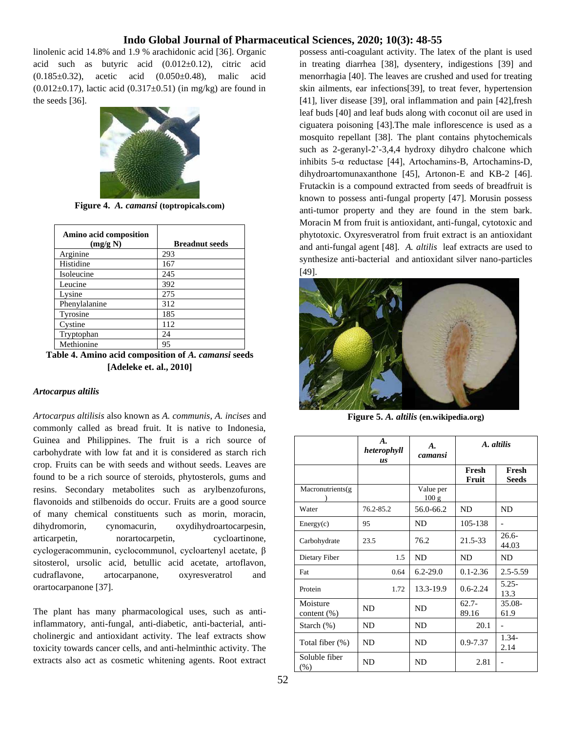linolenic acid 14.8% and 1.9 % arachidonic acid [36]. Organic acid such as butyric acid (0.012±0.12), citric acid (0.185±0.32), acetic acid (0.050±0.48), malic acid (0.012±0.17), lactic acid (0.317±0.51) (in mg/kg) are found in the seeds [36].

**Figure 4.** ***A. camansi*** **(toptropicals.com)**

| Amino acid composition (mg/g N) | Breadnut seeds |
|---|---|
| Arginine | 293 |
| Histidine | 167 |
| Isoleucine | 245 |
| Leucine | 392 |
| Lysine | 275 |
| Phenylalanine | 312 |
| Tyrosine | 185 |
| Cystine | 112 |
| Tryptophan | 24 |
| Methionine | 95 |

**Table 4. Amino acid composition of *A. camansi* seeds [Adeleke et. al., 2010]**

### *Artocarpus altilis*

*Artocarpus altilisis* also known as *A. communis*, *A. incises* and commonly called as bread fruit. It is native to Indonesia, Guinea and Philippines. The fruit is a rich source of carbohydrate with low fat and it is considered as starch rich crop. Fruits can be with seeds and without seeds. Leaves are found to be a rich source of steroids, phytosterols, gums and resins. Secondary metabolites such as arylbenzofurons, flavonoids and stilbenoids do occur. Fruits are a good source of many chemical constituents such as morin, moracin, dihydromorin, cynomacurin, oxydihydroartocarpesin, articarpetin, norartocarpetin, cycloartinone, cyclogeracommunin, cyclocommunol, cycloartenyl acetate, β sitosterol, ursolic acid, betullic acid acetate, artoflavon, cudraflavone, artocarpanone, oxyresveratrol and orartocarpanone [37].

The plant has many pharmacological uses, such as anti-inflammatory, anti-fungal, anti-diabetic, anti-bacterial, anti-cholinergic and antioxidant activity. The leaf extracts show toxicity towards cancer cells, and anti-helminthic activity. The extracts also act as cosmetic whitening agents. Root extract possess anti-coagulant activity. The latex of the plant is used in treating diarrhea [38], dysentery, indigestions [39] and menorrhagia [40]. The leaves are crushed and used for treating skin ailments, ear infections[39], to treat fever, hypertension [41], liver disease [39], oral inflammation and pain [42],fresh leaf buds [40] and leaf buds along with coconut oil are used in ciguatera poisoning [43].The male inflorescence is used as a mosquito repellant [38]. The plant contains phytochemicals such as 2-geranyl-2'-3,4,4 hydroxy dihydro chalcone which inhibits 5-α reductase [44], Artochamins-B, Artochamins-D, dihydroartomunaxanthone [45], Artonon-E and KB-2 [46]. Frutackin is a compound extracted from seeds of breadfruit is known to possess anti-fungal property [47]. Morusin possess anti-tumor property and they are found in the stem bark. Moracin M from fruit is antioxidant, anti-fungal, cytotoxic and phytotoxic. Oxyresveratrol from fruit extract is an antioxidant and anti-fungal agent [48]. *A. altilis* leaf extracts are used to synthesize anti-bacterial and antioxidant silver nano-particles [49].

**Figure 5.** ***A. altilis*** **(en.wikipedia.org)**

| | *A. heterophyllus* | *A. camansi* | *A. altilis* | |
|---|---|---|---|---|
| | | | Fresh Fruit | Fresh Seeds |
| Macronutrients(g) | | Value per 100 g | | |
| Water | 76.2-85.2 | 56.0-66.2 | ND | ND |
| Energy(c) | 95 | ND | 105-138 | - |
| Carbohydrate | 23.5 | 76.2 | 21.5-33 | 26.6-44.03 |
| Dietary Fiber | 1.5 | ND | ND | ND |
| Fat | 0.64 | 6.2-29.0 | 0.1-2.36 | 2.5-5.59 |
| Protein | 1.72 | 13.3-19.9 | 0.6-2.24 | 5.25-13.3 |
| Moisture content (%) | ND | ND | 62.7-89.16 | 35.08-61.9 |
| Starch (%) | ND | ND | 20.1 | - |
| Total fiber (%) | ND | ND | 0.9-7.37 | 1.34-2.14 |
| Soluble fiber (%) | ND | ND | 2.81 | - |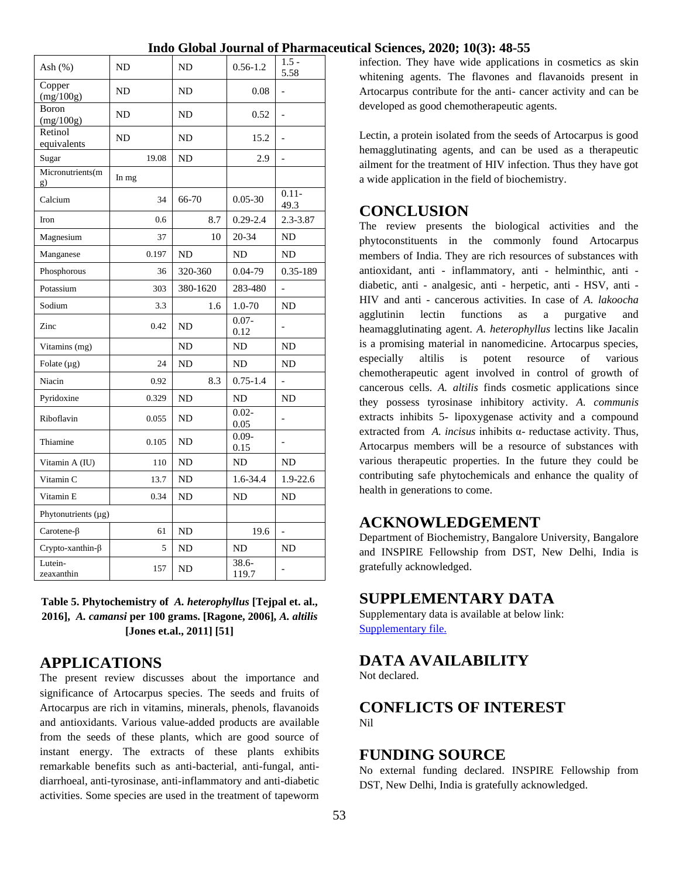| Ash (%) | ND | ND | 0.56-1.2 | 1.5 - 5.58 |
|---|---|---|---|---|
| Copper (mg/100g) | ND | ND | 0.08 | - |
| Boron (mg/100g) | ND | ND | 0.52 | - |
| Retinol equivalents | ND | ND | 15.2 | - |
| Sugar | 19.08 | ND | 2.9 | - |
| Micronutrients(mg) | In mg | | | |
| Calcium | 34 | 66-70 | 0.05-30 | 0.11-49.3 |
| Iron | 0.6 | 8.7 | 0.29-2.4 | 2.3-3.87 |
| Magnesium | 37 | 10 | 20-34 | ND |
| Manganese | 0.197 | ND | ND | ND |
| Phosphorous | 36 | 320-360 | 0.04-79 | 0.35-189 |
| Potassium | 303 | 380-1620 | 283-480 | - |
| Sodium | 3.3 | 1.6 | 1.0-70 | ND |
| Zinc | 0.42 | ND | 0.07-0.12 | - |
| Vitamins (mg) | | ND | ND | ND |
| Folate (µg) | 24 | ND | ND | ND |
| Niacin | 0.92 | 8.3 | 0.75-1.4 | - |
| Pyridoxine | 0.329 | ND | ND | ND |
| Riboflavin | 0.055 | ND | 0.02-0.05 | - |
| Thiamine | 0.105 | ND | 0.09-0.15 | - |
| Vitamin A (IU) | 110 | ND | ND | ND |
| Vitamin C | 13.7 | ND | 1.6-34.4 | 1.9-22.6 |
| Vitamin E | 0.34 | ND | ND | ND |
| Phytonutrients (µg) | | | | |
| Carotene-β | 61 | ND | 19.6 | - |
| Crypto-xanthin-β | 5 | ND | ND | ND |
| Lutein-zeaxanthin | 157 | ND | 38.6-119.7 | - |

**Table 5. Phytochemistry of *A. heterophyllus* [Tejpal et. al., 2016], *A. camansi* per 100 grams. [Ragone, 2006], *A. altilis* [Jones et.al., 2011] [51]**

## APPLICATIONS

The present review discusses about the importance and significance of Artocarpus species. The seeds and fruits of Artocarpus are rich in vitamins, minerals, phenols, flavanoids and antioxidants. Various value-added products are available from the seeds of these plants, which are good source of instant energy. The extracts of these plants exhibits remarkable benefits such as anti-bacterial, anti-fungal, anti-diarrhoeal, anti-tyrosinase, anti-inflammatory and anti-diabetic activities. Some species are used in the treatment of tapeworm infection. They have wide applications in cosmetics as skin whitening agents. The flavones and flavanoids present in Artocarpus contribute for the anti- cancer activity and can be developed as good chemotherapeutic agents.

Lectin, a protein isolated from the seeds of Artocarpus is good hemagglutinating agents, and can be used as a therapeutic ailment for the treatment of HIV infection. Thus they have got a wide application in the field of biochemistry.

## CONCLUSION

The review presents the biological activities and the phytoconstituents in the commonly found Artocarpus members of India. They are rich resources of substances with antioxidant, anti - inflammatory, anti - helminthic, anti - diabetic, anti - analgesic, anti - herpetic, anti - HSV, anti - HIV and anti - cancerous activities. In case of *A. lakoocha* agglutinin lectin functions as a purgative and heamagglutinating agent. *A. heterophyllus* lectins like Jacalin is a promising material in nanomedicine. Artocarpus species, especially altilis is potent resource of various chemotherapeutic agent involved in control of growth of cancerous cells. *A. altilis* finds cosmetic applications since they possess tyrosinase inhibitory activity. *A. communis* extracts inhibits 5- lipoxygenase activity and a compound extracted from *A. incisus* inhibits α- reductase activity. Thus, Artocarpus members will be a resource of substances with various therapeutic properties. In the future they could be contributing safe phytochemicals and enhance the quality of health in generations to come.

## ACKNOWLEDGEMENT

Department of Biochemistry, Bangalore University, Bangalore and INSPIRE Fellowship from DST, New Delhi, India is gratefully acknowledged.

## SUPPLEMENTARY DATA

Supplementary data is available at below link:
Supplementary file.

## DATA AVAILABILITY

Not declared.

## CONFLICTS OF INTEREST

Nil

## FUNDING SOURCE

No external funding declared. INSPIRE Fellowship from DST, New Delhi, India is gratefully acknowledged.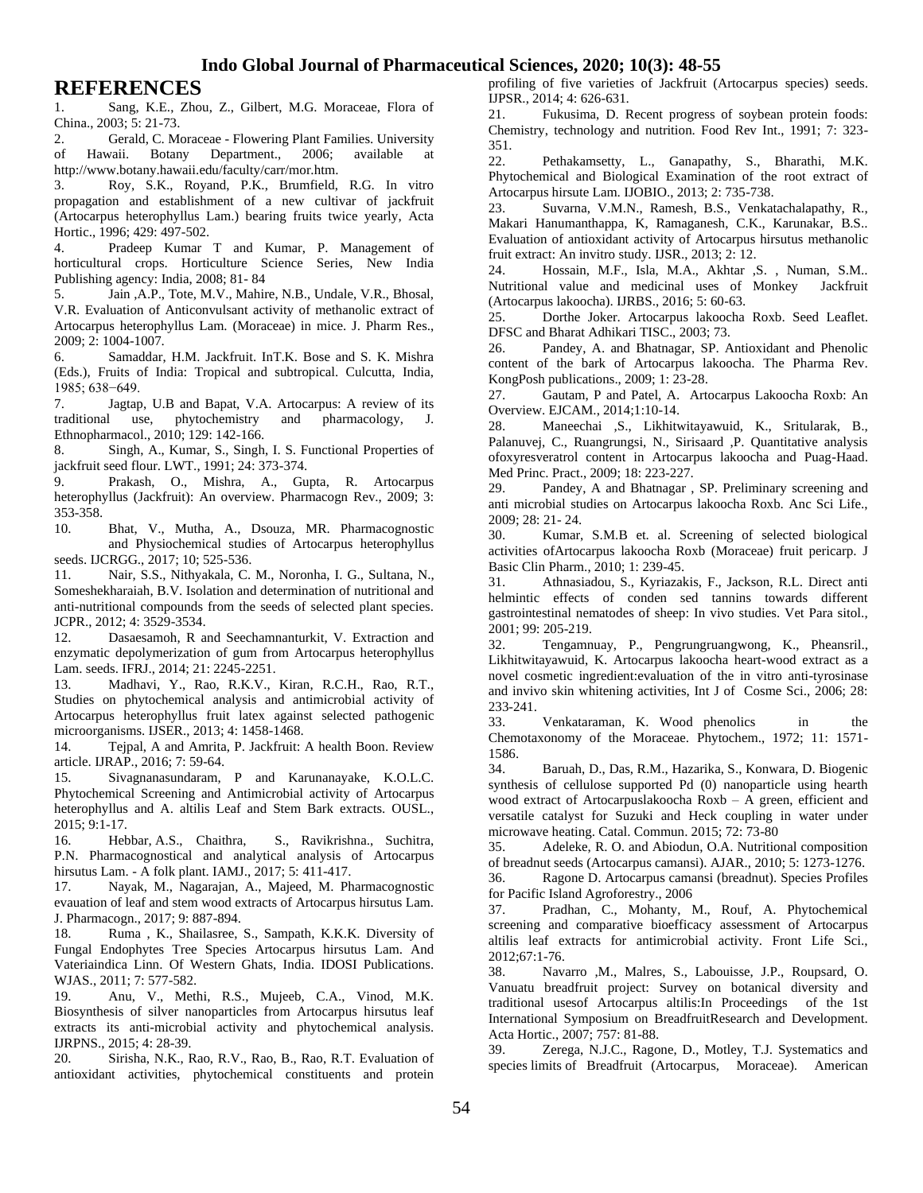## REFERENCES

1. Sang, K.E., Zhou, Z., Gilbert, M.G. Moraceae, Flora of China., 2003; 5: 21-73.
2. Gerald, C. Moraceae - Flowering Plant Families. University of Hawaii. Botany Department., 2006; available at http://www.botany.hawaii.edu/faculty/carr/mor.htm.
3. Roy, S.K., Royand, P.K., Brumfield, R.G. In vitro propagation and establishment of a new cultivar of jackfruit (Artocarpus heterophyllus Lam.) bearing fruits twice yearly, Acta Hortic., 1996; 429: 497-502.
4. Pradeep Kumar T and Kumar, P. Management of horticultural crops. Horticulture Science Series, New India Publishing agency: India, 2008; 81- 84
5. Jain ,A.P., Tote, M.V., Mahire, N.B., Undale, V.R., Bhosal, V.R. Evaluation of Anticonvulsant activity of methanolic extract of Artocarpus heterophyllus Lam. (Moraceae) in mice. J. Pharm Res., 2009; 2: 1004-1007.
6. Samaddar, H.M. Jackfruit. InT.K. Bose and S. K. Mishra (Eds.), Fruits of India: Tropical and subtropical. Culcutta, India, 1985; 638−649.
7. Jagtap, U.B and Bapat, V.A. Artocarpus: A review of its traditional use, phytochemistry and pharmacology, J. Ethnopharmacol., 2010; 129: 142-166.
8. Singh, A., Kumar, S., Singh, I. S. Functional Properties of jackfruit seed flour. LWT., 1991; 24: 373-374.
9. Prakash, O., Mishra, A., Gupta, R. Artocarpus heterophyllus (Jackfruit): An overview. Pharmacogn Rev., 2009; 3: 353-358.
10. Bhat, V., Mutha, A., Dsouza, MR. Pharmacognostic and Physiochemical studies of Artocarpus heterophyllus seeds. IJCRGG., 2017; 10; 525-536.
11. Nair, S.S., Nithyakala, C. M., Noronha, I. G., Sultana, N., Someshekharaiah, B.V. Isolation and determination of nutritional and anti-nutritional compounds from the seeds of selected plant species. JCPR., 2012; 4: 3529-3534.
12. Dasaesamoh, R and Seechamnanturkit, V. Extraction and enzymatic depolymerization of gum from Artocarpus heterophyllus Lam. seeds. IFRJ., 2014; 21: 2245-2251.
13. Madhavi, Y., Rao, R.K.V., Kiran, R.C.H., Rao, R.T., Studies on phytochemical analysis and antimicrobial activity of Artocarpus heterophyllus fruit latex against selected pathogenic microorganisms. IJSER., 2013; 4: 1458-1468.
14. Tejpal, A and Amrita, P. Jackfruit: A health Boon. Review article. IJRAP., 2016; 7: 59-64.
15. Sivagnanasundaram, P and Karunanayake, K.O.L.C. Phytochemical Screening and Antimicrobial activity of Artocarpus heterophyllus and A. altilis Leaf and Stem Bark extracts. OUSL., 2015; 9:1-17.
16. Hebbar, A.S., Chaithra, S., Ravikrishna., Suchitra, P.N. Pharmacognostical and analytical analysis of Artocarpus hirsutus Lam. - A folk plant. IAMJ., 2017; 5: 411-417.
17. Nayak, M., Nagarajan, A., Majeed, M. Pharmacognostic evauation of leaf and stem wood extracts of Artocarpus hirsutus Lam. J. Pharmacogn., 2017; 9: 887-894.
18. Ruma , K., Shailasree, S., Sampath, K.K.K. Diversity of Fungal Endophytes Tree Species Artocarpus hirsutus Lam. And Vateriaindica Linn. Of Western Ghats, India. IDOSI Publications. WJAS., 2011; 7: 577-582.
19. Anu, V., Methi, R.S., Mujeeb, C.A., Vinod, M.K. Biosynthesis of silver nanoparticles from Artocarpus hirsutus leaf extracts its anti-microbial activity and phytochemical analysis. IJRPNS., 2015; 4: 28-39.
20. Sirisha, N.K., Rao, R.V., Rao, B., Rao, R.T. Evaluation of antioxidant activities, phytochemical constituents and protein profiling of five varieties of Jackfruit (Artocarpus species) seeds. IJPSR., 2014; 4: 626-631.
21. Fukusima, D. Recent progress of soybean protein foods: Chemistry, technology and nutrition. Food Rev Int., 1991; 7: 323-351.
22. Pethakamsetty, L., Ganapathy, S., Bharathi, M.K. Phytochemical and Biological Examination of the root extract of Artocarpus hirsute Lam. IJOBIO., 2013; 2: 735-738.
23. Suvarna, V.M.N., Ramesh, B.S., Venkatachalapathy, R., Makari Hanumanthappa, K, Ramaganesh, C.K., Karunakar, B.S.. Evaluation of antioxidant activity of Artocarpus hirsutus methanolic fruit extract: An invitro study. IJSR., 2013; 2: 12.
24. Hossain, M.F., Isla, M.A., Akhtar ,S. , Numan, S.M.. Nutritional value and medicinal uses of Monkey Jackfruit (Artocarpus lakoocha). IJRBS., 2016; 5: 60-63.
25. Dorthe Joker. Artocarpus lakoocha Roxb. Seed Leaflet. DFSC and Bharat Adhikari TISC., 2003; 73.
26. Pandey, A. and Bhatnagar, SP. Antioxidant and Phenolic content of the bark of Artocarpus lakoocha. The Pharma Rev. KongPosh publications., 2009; 1: 23-28.
27. Gautam, P and Patel, A. Artocarpus Lakoocha Roxb: An Overview. EJCAM., 2014;1:10-14.
28. Maneechai ,S., Likhitwitayawuid, K., Sritularak, B., Palanuvej, C., Ruangrungsi, N., Sirisaard ,P. Quantitative analysis ofoxyresveratrol content in Artocarpus lakoocha and Puag-Haad. Med Princ. Pract., 2009; 18: 223-227.
29. Pandey, A and Bhatnagar , SP. Preliminary screening and anti microbial studies on Artocarpus lakoocha Roxb. Anc Sci Life., 2009; 28: 21- 24.
30. Kumar, S.M.B et. al. Screening of selected biological activities ofArtocarpus lakoocha Roxb (Moraceae) fruit pericarp. J Basic Clin Pharm., 2010; 1: 239-45.
31. Athnasiadou, S., Kyriazakis, F., Jackson, R.L. Direct anti helmintic effects of conden sed tannins towards different gastrointestinal nematodes of sheep: In vivo studies. Vet Para sitol., 2001; 99: 205-219.
32. Tengamnuay, P., Pengrungruangwong, K., Pheansril., Likhitwitayawuid, K. Artocarpus lakoocha heart-wood extract as a novel cosmetic ingredient:evaluation of the in vitro anti-tyrosinase and invivo skin whitening activities, Int J of Cosme Sci., 2006; 28: 233-241.
33. Venkataraman, K. Wood phenolics in the Chemotaxonomy of the Moraceae. Phytochem., 1972; 11: 1571-1586.
34. Baruah, D., Das, R.M., Hazarika, S., Konwara, D. Biogenic synthesis of cellulose supported Pd (0) nanoparticle using hearth wood extract of Artocarpuslakoocha Roxb – A green, efficient and versatile catalyst for Suzuki and Heck coupling in water under microwave heating. Catal. Commun. 2015; 72: 73-80
35. Adeleke, R. O. and Abiodun, O.A. Nutritional composition of breadnut seeds (Artocarpus camansi). AJAR., 2010; 5: 1273-1276.
36. Ragone D. Artocarpus camansi (breadnut). Species Profiles for Pacific Island Agroforestry., 2006
37. Pradhan, C., Mohanty, M., Rouf, A. Phytochemical screening and comparative bioefficacy assessment of Artocarpus altilis leaf extracts for antimicrobial activity. Front Life Sci., 2012;67:1-76.
38. Navarro ,M., Malres, S., Labouisse, J.P., Roupsard, O. Vanuatu breadfruit project: Survey on botanical diversity and traditional usesof Artocarpus altilis:In Proceedings of the 1st International Symposium on BreadfruitResearch and Development. Acta Hortic., 2007; 757: 81-88.
39. Zerega, N.J.C., Ragone, D., Motley, T.J. Systematics and species limits of Breadfruit (Artocarpus, Moraceae). American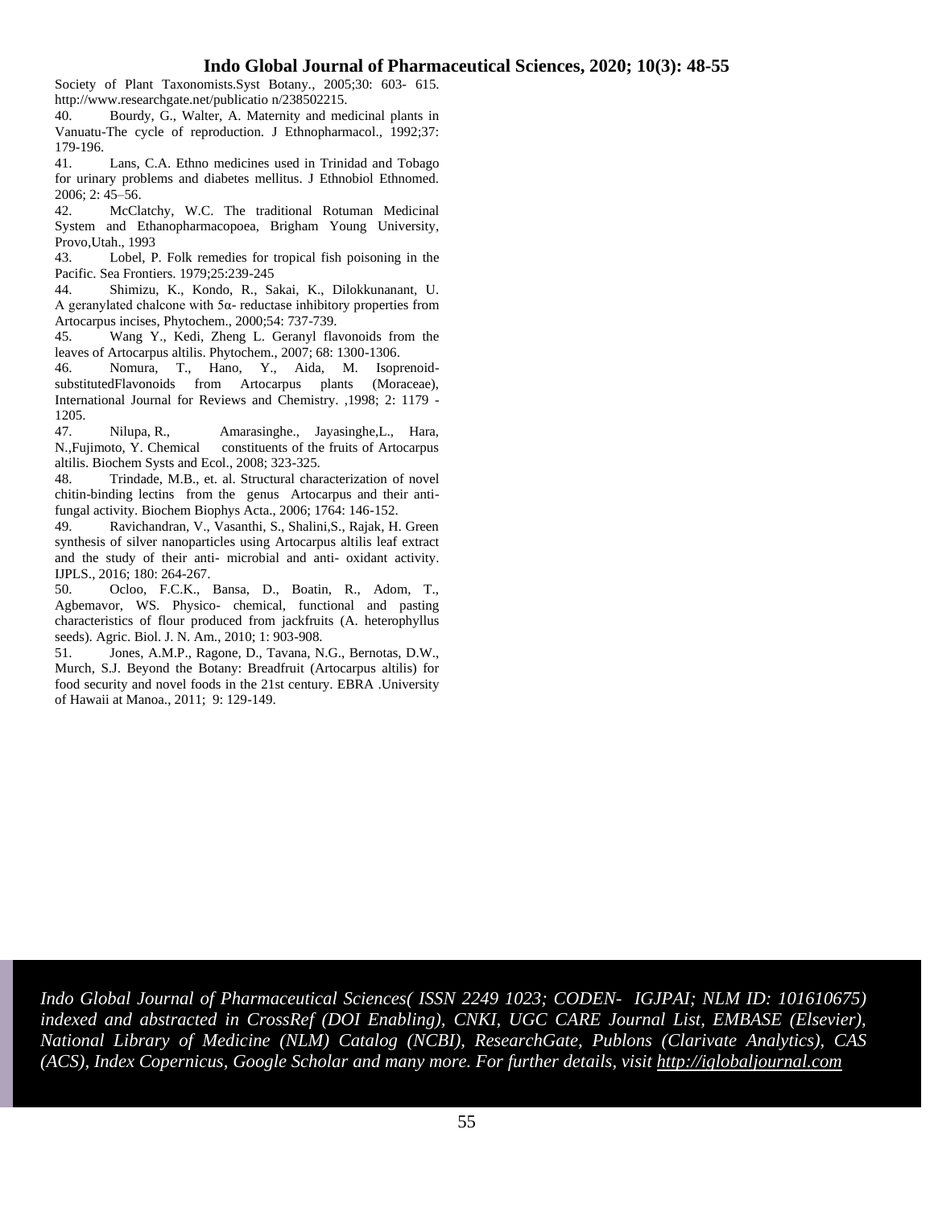Society of Plant Taxonomists.Syst Botany., 2005;30: 603- 615. http://www.researchgate.net/publicatio n/238502215.

40. Bourdy, G., Walter, A. Maternity and medicinal plants in Vanuatu-The cycle of reproduction. J Ethnopharmacol., 1992;37: 179-196.

41. Lans, C.A. Ethno medicines used in Trinidad and Tobago for urinary problems and diabetes mellitus. J Ethnobiol Ethnomed. 2006; 2: 45–56.

42. McClatchy, W.C. The traditional Rotuman Medicinal System and Ethanopharmacopoea, Brigham Young University, Provo,Utah., 1993

43. Lobel, P. Folk remedies for tropical fish poisoning in the Pacific. Sea Frontiers. 1979;25:239-245

44. Shimizu, K., Kondo, R., Sakai, K., Dilokkunanant, U. A geranylated chalcone with 5α- reductase inhibitory properties from Artocarpus incises, Phytochem., 2000;54: 737-739.

45. Wang Y., Kedi, Zheng L. Geranyl flavonoids from the leaves of Artocarpus altilis. Phytochem., 2007; 68: 1300-1306.

46. Nomura, T., Hano, Y., Aida, M. Isoprenoid-substitutedFlavonoids from Artocarpus plants (Moraceae), International Journal for Reviews and Chemistry. ,1998; 2: 1179 - 1205.

47. Nilupa, R., Amarasinghe., Jayasinghe,L., Hara, N.,Fujimoto, Y. Chemical constituents of the fruits of Artocarpus altilis. Biochem Systs and Ecol., 2008; 323-325.

48. Trindade, M.B., et. al. Structural characterization of novel chitin-binding lectins from the genus Artocarpus and their anti-fungal activity. Biochem Biophys Acta., 2006; 1764: 146-152.

49. Ravichandran, V., Vasanthi, S., Shalini,S., Rajak, H. Green synthesis of silver nanoparticles using Artocarpus altilis leaf extract and the study of their anti- microbial and anti- oxidant activity. IJPLS., 2016; 180: 264-267.

50. Ocloo, F.C.K., Bansa, D., Boatin, R., Adom, T., Agbemavor, WS. Physico- chemical, functional and pasting characteristics of flour produced from jackfruits (A. heterophyllus seeds). Agric. Biol. J. N. Am., 2010; 1: 903-908.

51. Jones, A.M.P., Ragone, D., Tavana, N.G., Bernotas, D.W., Murch, S.J. Beyond the Botany: Breadfruit (Artocarpus altilis) for food security and novel foods in the 21st century. EBRA .University of Hawaii at Manoa., 2011; 9: 129-149.